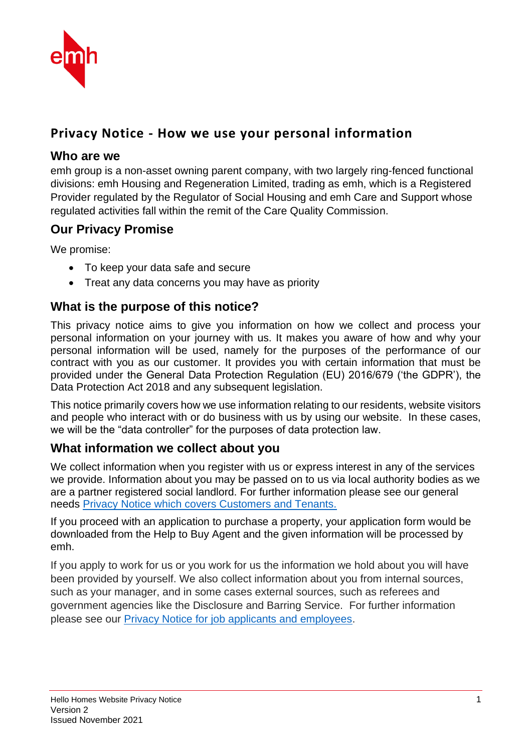# Privacy Notice - How we use your personal information

## Who are we

emh group is a non-asset owning parent company, with two largely ring-fenced functional divisions: emh Housing and Regeneration Limited, trading as emh, which is a Registered Provider regulated by the Regulator of Social Housing and emh Care and Support whose regulated activities fall within the remit of the Care Quality Commission.

## Our Privacy Promise

We promise:

- To keep your data safe and secure
- Treat any data concerns you may have as priority

## What is the purpose of this notice?

This privacy notice aims to give you information on how we collect and process your personal information on your journey with us. It makes you aware of how and why your personal information will be used, namely for the purposes of the performance of our contract with you as our customer. It provides you with certain information that must be provided under the General Data Protection Regulation (EU) 2016/679 ('the GDPR'), the Data Protection Act 2018 and any subsequent legislation.

This notice primarily covers how we use information relating to our residents, website visitors and people who interact with or do business with us by using our website. In these cases, we will be the "data controller" for the purposes of data protection law.

## What information we collect about you

We collect information when you register with us or express interest in any of the services we provide. Information about you may be passed on to us via local authority bodies as we are a partner registered social landlord. For further information please see our general needs Privacy Notice which covers Customers and Tenants.

If you proceed with an application to purchase a property, your application form would be downloaded from the Help to Buy Agent and the given information will be processed by emh.

If you apply to work for us or you work for us the information we hold about you will have been provided by yourself. We also collect information about you from internal sources, such as your manager, and in some cases external sources, such as referees and government agencies like the Disclosure and Barring Service. For further information please see our Privacy Notice for job applicants and employees.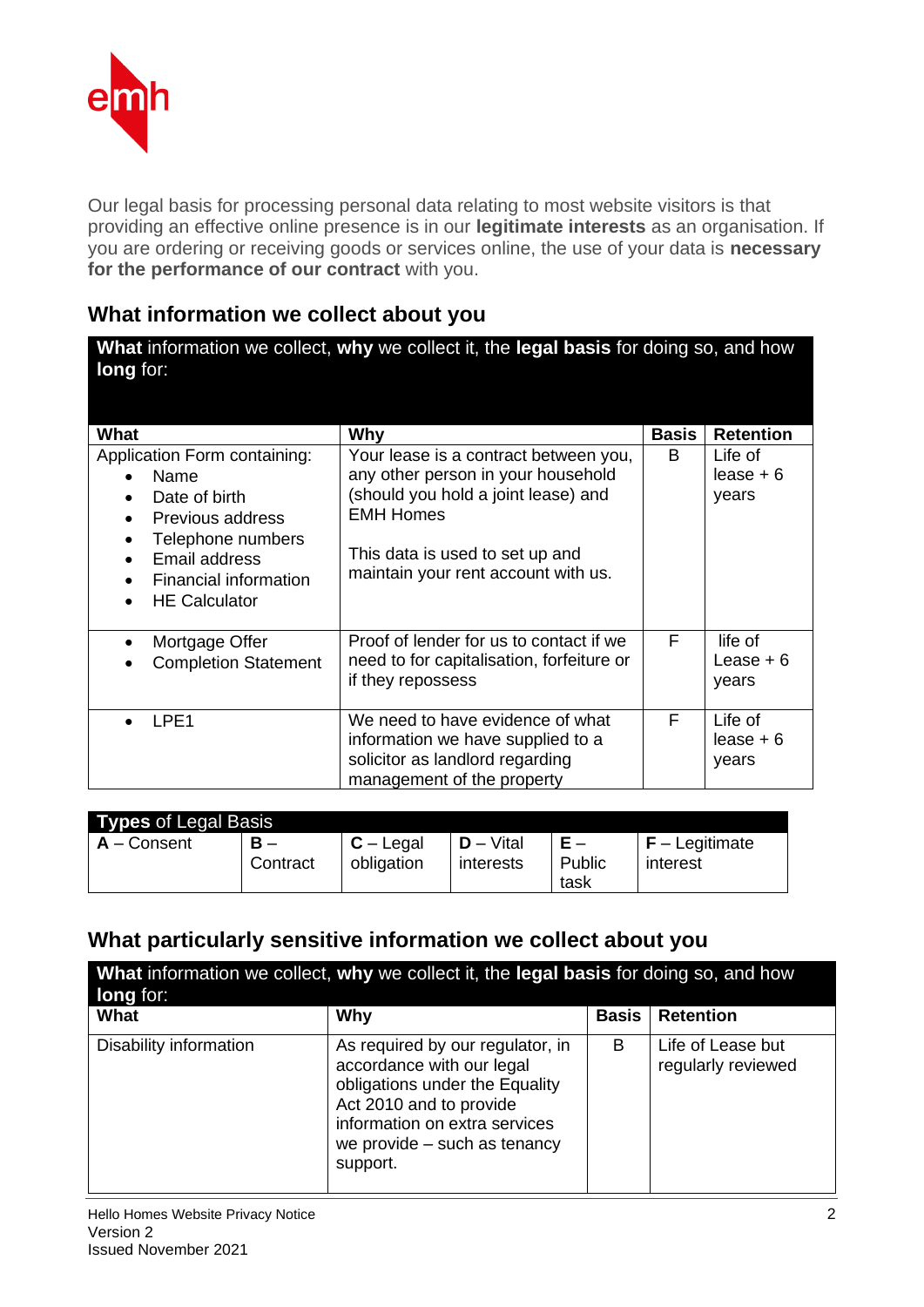Our legal basis for processing personal data relating to most website visitors is that providing an effective online presence is in our **legitimate interests** as an organisation. If you are ordering or receiving goods or services online, the use of your data is **necessary for the performance of our contract** with you.

## What information we collect about you

**What** information we collect, **why** we collect it, the **legal basis** for doing so, and how **long** for:

| What | Why | Basis | Retention |
|---|---|---|---|
| Application Form containing:<br>• Name<br>• Date of birth<br>• Previous address<br>• Telephone numbers<br>• Email address<br>• Financial information<br>• HE Calculator | Your lease is a contract between you, any other person in your household (should you hold a joint lease) and EMH Homes<br><br>This data is used to set up and maintain your rent account with us. | B | Life of lease + 6 years |
| • Mortgage Offer<br>• Completion Statement | Proof of lender for us to contact if we need to for capitalisation, forfeiture or if they repossess | F | life of Lease + 6 years |
| • LPE1 | We need to have evidence of what information we have supplied to a solicitor as landlord regarding management of the property | F | Life of lease + 6 years |

**Types** of Legal Basis

| A – Consent | B – Contract | C – Legal obligation | D – Vital interests | E – Public task | F – Legitimate interest |
|---|---|---|---|---|---|

## What particularly sensitive information we collect about you

**What** information we collect, **why** we collect it, the **legal basis** for doing so, and how **long** for:

| What | Why | Basis | Retention |
|---|---|---|---|
| Disability information | As required by our regulator, in accordance with our legal obligations under the Equality Act 2010 and to provide information on extra services we provide – such as tenancy support. | B | Life of Lease but regularly reviewed |

Hello Homes Website Privacy Notice
Version 2
Issued November 2021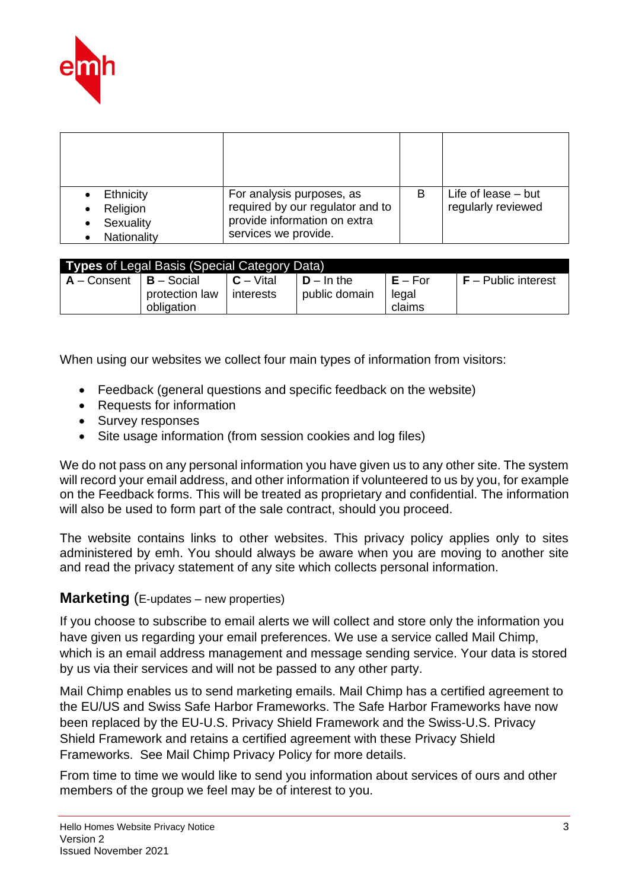| | | | |
|---|---|---|---|
| | | | |
| • Ethnicity<br>• Religion<br>• Sexuality<br>• Nationality | For analysis purposes, as required by our regulator and to provide information on extra services we provide. | B | Life of lease – but regularly reviewed |

| **Types** of Legal Basis (Special Category Data) | | | | | |
|---|---|---|---|---|---|
| **A** – Consent | **B** – Social protection law obligation | **C** – Vital interests | **D** – In the public domain | **E** – For legal claims | **F** – Public interest |

When using our websites we collect four main types of information from visitors:

- Feedback (general questions and specific feedback on the website)
- Requests for information
- Survey responses
- Site usage information (from session cookies and log files)

We do not pass on any personal information you have given us to any other site. The system will record your email address, and other information if volunteered to us by you, for example on the Feedback forms. This will be treated as proprietary and confidential. The information will also be used to form part of the sale contract, should you proceed.

The website contains links to other websites. This privacy policy applies only to sites administered by emh. You should always be aware when you are moving to another site and read the privacy statement of any site which collects personal information.

## Marketing (E-updates – new properties)

If you choose to subscribe to email alerts we will collect and store only the information you have given us regarding your email preferences. We use a service called Mail Chimp, which is an email address management and message sending service. Your data is stored by us via their services and will not be passed to any other party.

Mail Chimp enables us to send marketing emails. Mail Chimp has a certified agreement to the EU/US and Swiss Safe Harbor Frameworks. The Safe Harbor Frameworks have now been replaced by the EU-U.S. Privacy Shield Framework and the Swiss-U.S. Privacy Shield Framework and retains a certified agreement with these Privacy Shield Frameworks. See Mail Chimp Privacy Policy for more details.

From time to time we would like to send you information about services of ours and other members of the group we feel may be of interest to you.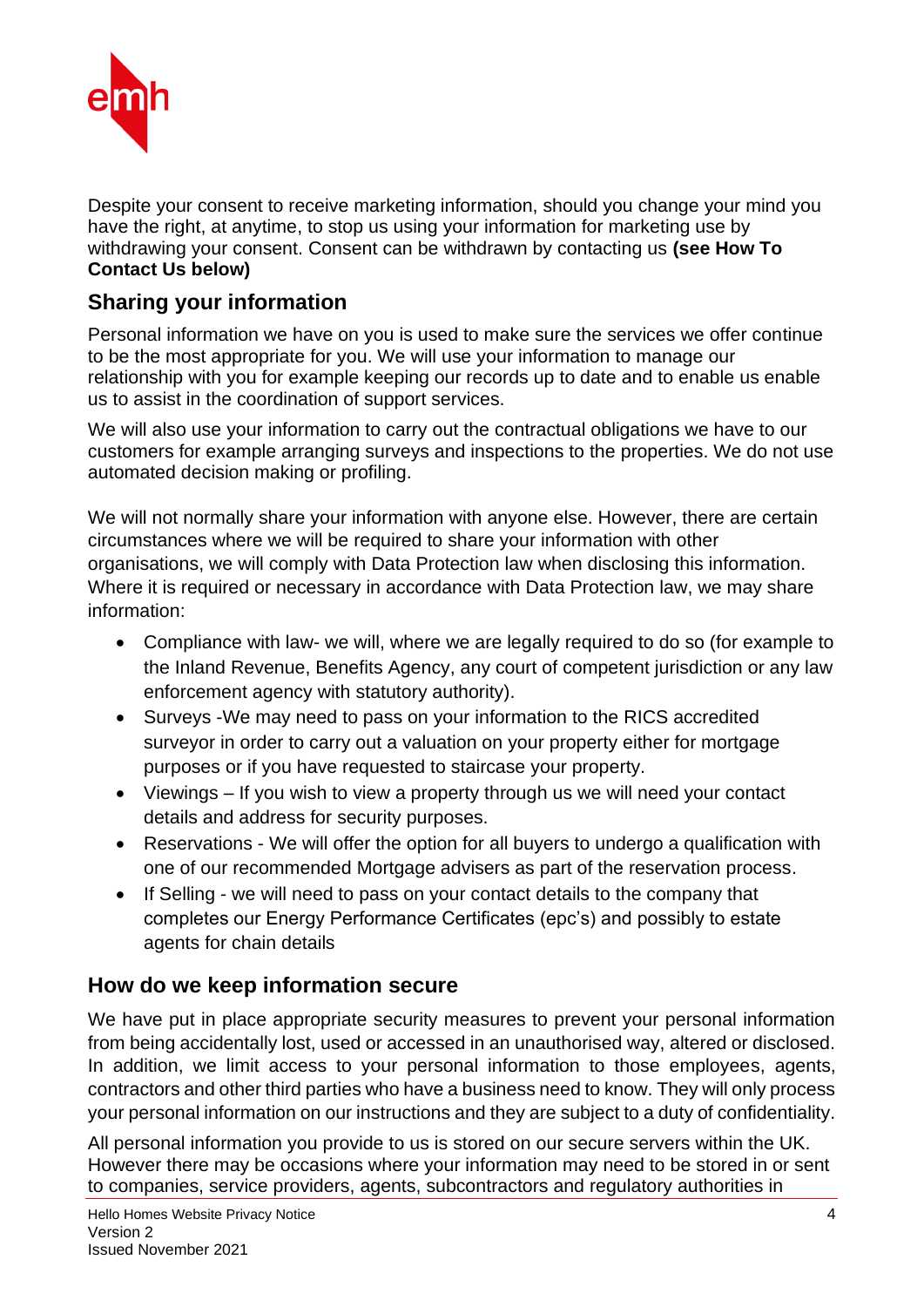Despite your consent to receive marketing information, should you change your mind you have the right, at anytime, to stop us using your information for marketing use by withdrawing your consent. Consent can be withdrawn by contacting us **(see How To Contact Us below)**

## Sharing your information

Personal information we have on you is used to make sure the services we offer continue to be the most appropriate for you. We will use your information to manage our relationship with you for example keeping our records up to date and to enable us enable us to assist in the coordination of support services.

We will also use your information to carry out the contractual obligations we have to our customers for example arranging surveys and inspections to the properties. We do not use automated decision making or profiling.

We will not normally share your information with anyone else. However, there are certain circumstances where we will be required to share your information with other organisations, we will comply with Data Protection law when disclosing this information. Where it is required or necessary in accordance with Data Protection law, we may share information:

- Compliance with law- we will, where we are legally required to do so (for example to the Inland Revenue, Benefits Agency, any court of competent jurisdiction or any law enforcement agency with statutory authority).
- Surveys -We may need to pass on your information to the RICS accredited surveyor in order to carry out a valuation on your property either for mortgage purposes or if you have requested to staircase your property.
- Viewings – If you wish to view a property through us we will need your contact details and address for security purposes.
- Reservations - We will offer the option for all buyers to undergo a qualification with one of our recommended Mortgage advisers as part of the reservation process.
- If Selling - we will need to pass on your contact details to the company that completes our Energy Performance Certificates (epc's) and possibly to estate agents for chain details

## How do we keep information secure

We have put in place appropriate security measures to prevent your personal information from being accidentally lost, used or accessed in an unauthorised way, altered or disclosed. In addition, we limit access to your personal information to those employees, agents, contractors and other third parties who have a business need to know. They will only process your personal information on our instructions and they are subject to a duty of confidentiality.

All personal information you provide to us is stored on our secure servers within the UK. However there may be occasions where your information may need to be stored in or sent to companies, service providers, agents, subcontractors and regulatory authorities in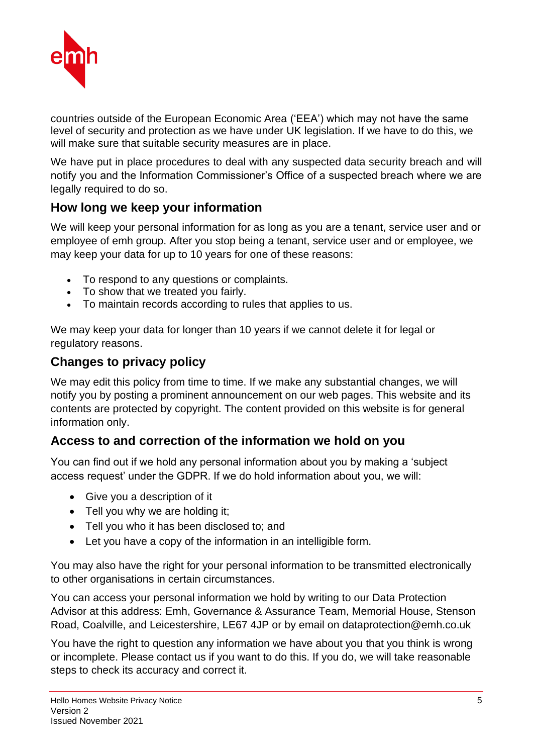countries outside of the European Economic Area ('EEA') which may not have the same level of security and protection as we have under UK legislation. If we have to do this, we will make sure that suitable security measures are in place.

We have put in place procedures to deal with any suspected data security breach and will notify you and the Information Commissioner's Office of a suspected breach where we are legally required to do so.

## How long we keep your information

We will keep your personal information for as long as you are a tenant, service user and or employee of emh group. After you stop being a tenant, service user and or employee, we may keep your data for up to 10 years for one of these reasons:

- To respond to any questions or complaints.
- To show that we treated you fairly.
- To maintain records according to rules that applies to us.

We may keep your data for longer than 10 years if we cannot delete it for legal or regulatory reasons.

## Changes to privacy policy

We may edit this policy from time to time. If we make any substantial changes, we will notify you by posting a prominent announcement on our web pages. This website and its contents are protected by copyright. The content provided on this website is for general information only.

## Access to and correction of the information we hold on you

You can find out if we hold any personal information about you by making a 'subject access request' under the GDPR. If we do hold information about you, we will:

- Give you a description of it
- Tell you why we are holding it;
- Tell you who it has been disclosed to; and
- Let you have a copy of the information in an intelligible form.

You may also have the right for your personal information to be transmitted electronically to other organisations in certain circumstances.

You can access your personal information we hold by writing to our Data Protection Advisor at this address: Emh, Governance & Assurance Team, Memorial House, Stenson Road, Coalville, and Leicestershire, LE67 4JP or by email on dataprotection@emh.co.uk

You have the right to question any information we have about you that you think is wrong or incomplete. Please contact us if you want to do this. If you do, we will take reasonable steps to check its accuracy and correct it.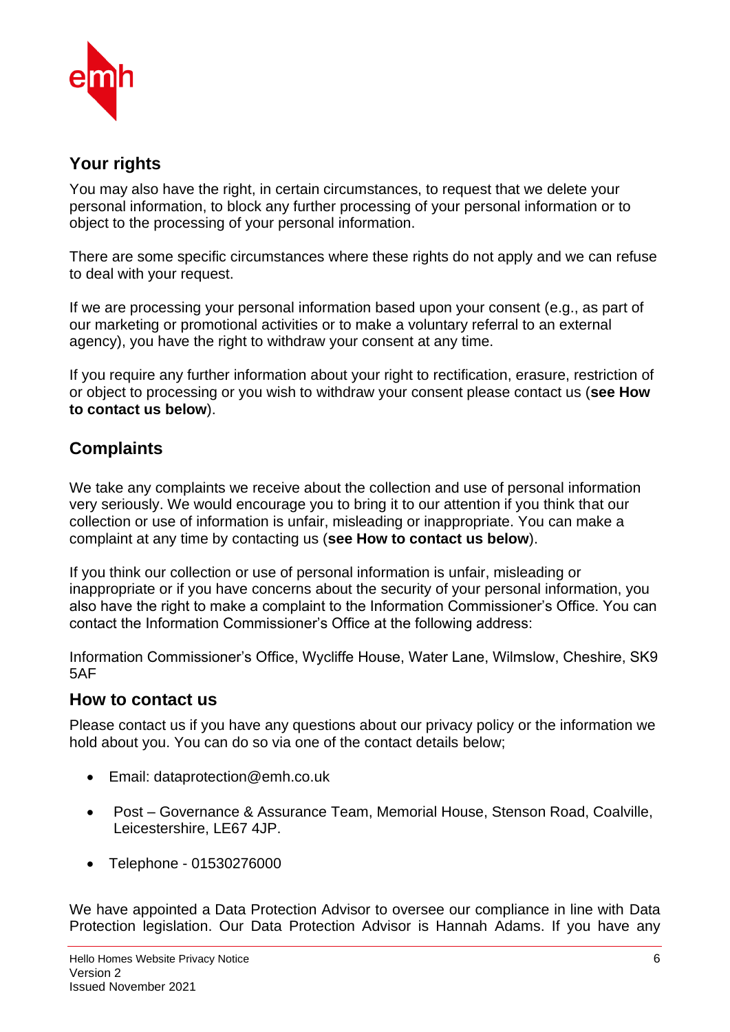## Your rights

You may also have the right, in certain circumstances, to request that we delete your personal information, to block any further processing of your personal information or to object to the processing of your personal information.

There are some specific circumstances where these rights do not apply and we can refuse to deal with your request.

If we are processing your personal information based upon your consent (e.g., as part of our marketing or promotional activities or to make a voluntary referral to an external agency), you have the right to withdraw your consent at any time.

If you require any further information about your right to rectification, erasure, restriction of or object to processing or you wish to withdraw your consent please contact us (**see How to contact us below**).

## Complaints

We take any complaints we receive about the collection and use of personal information very seriously. We would encourage you to bring it to our attention if you think that our collection or use of information is unfair, misleading or inappropriate. You can make a complaint at any time by contacting us (**see How to contact us below**).

If you think our collection or use of personal information is unfair, misleading or inappropriate or if you have concerns about the security of your personal information, you also have the right to make a complaint to the Information Commissioner's Office. You can contact the Information Commissioner's Office at the following address:

Information Commissioner's Office, Wycliffe House, Water Lane, Wilmslow, Cheshire, SK9 5AF

## How to contact us

Please contact us if you have any questions about our privacy policy or the information we hold about you. You can do so via one of the contact details below;

- Email: dataprotection@emh.co.uk
- Post – Governance & Assurance Team, Memorial House, Stenson Road, Coalville, Leicestershire, LE67 4JP.
- Telephone - 01530276000

We have appointed a Data Protection Advisor to oversee our compliance in line with Data Protection legislation. Our Data Protection Advisor is Hannah Adams. If you have any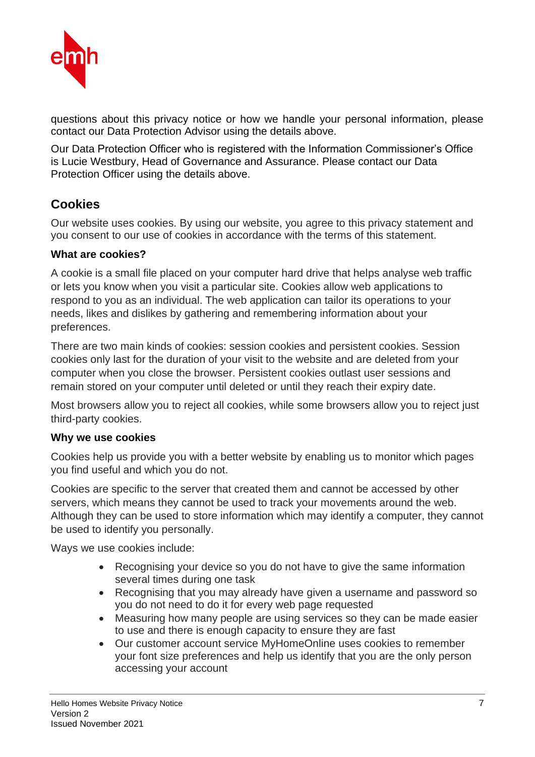questions about this privacy notice or how we handle your personal information, please contact our Data Protection Advisor using the details above.

Our Data Protection Officer who is registered with the Information Commissioner's Office is Lucie Westbury, Head of Governance and Assurance. Please contact our Data Protection Officer using the details above.

## Cookies

Our website uses cookies. By using our website, you agree to this privacy statement and you consent to our use of cookies in accordance with the terms of this statement.

### What are cookies?

A cookie is a small file placed on your computer hard drive that helps analyse web traffic or lets you know when you visit a particular site. Cookies allow web applications to respond to you as an individual. The web application can tailor its operations to your needs, likes and dislikes by gathering and remembering information about your preferences.

There are two main kinds of cookies: session cookies and persistent cookies. Session cookies only last for the duration of your visit to the website and are deleted from your computer when you close the browser. Persistent cookies outlast user sessions and remain stored on your computer until deleted or until they reach their expiry date.

Most browsers allow you to reject all cookies, while some browsers allow you to reject just third-party cookies.

### Why we use cookies

Cookies help us provide you with a better website by enabling us to monitor which pages you find useful and which you do not.

Cookies are specific to the server that created them and cannot be accessed by other servers, which means they cannot be used to track your movements around the web. Although they can be used to store information which may identify a computer, they cannot be used to identify you personally.

Ways we use cookies include:

- Recognising your device so you do not have to give the same information several times during one task
- Recognising that you may already have given a username and password so you do not need to do it for every web page requested
- Measuring how many people are using services so they can be made easier to use and there is enough capacity to ensure they are fast
- Our customer account service MyHomeOnline uses cookies to remember your font size preferences and help us identify that you are the only person accessing your account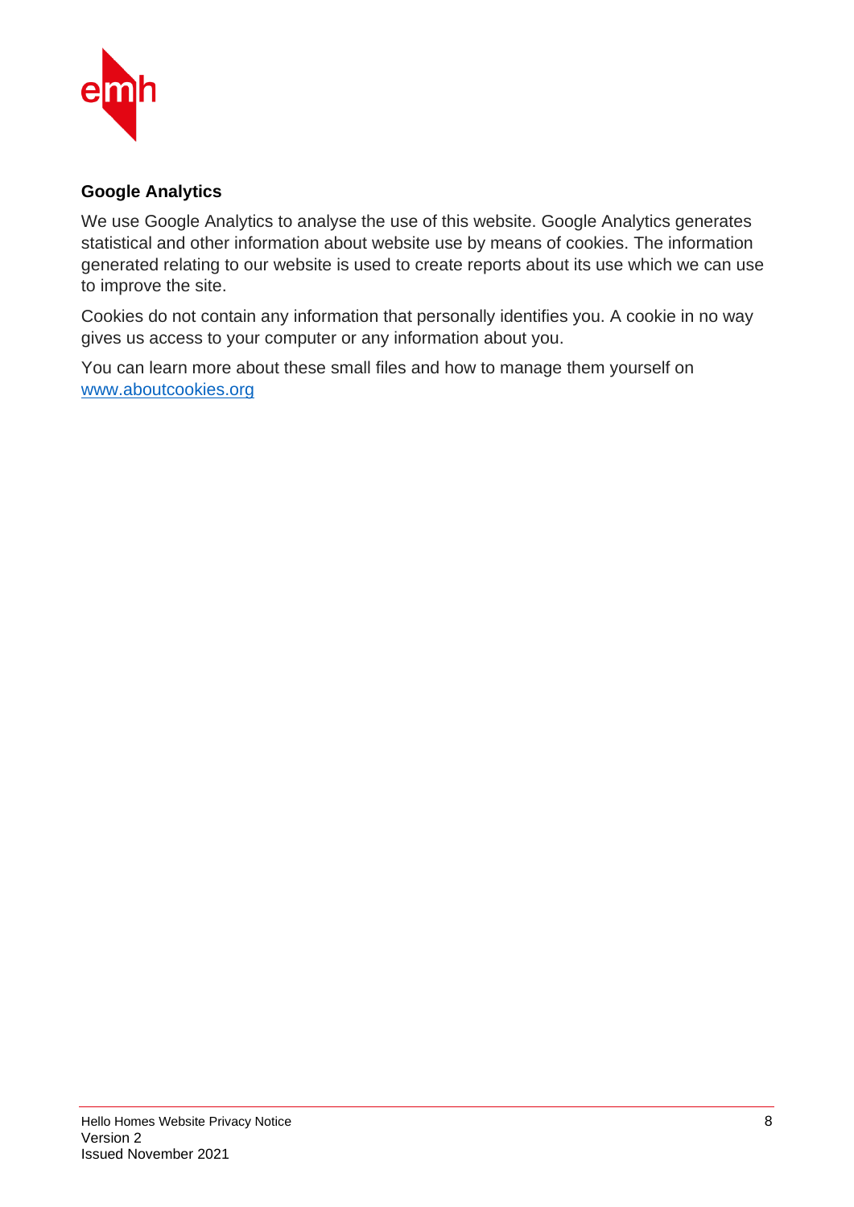### Google Analytics

We use Google Analytics to analyse the use of this website. Google Analytics generates statistical and other information about website use by means of cookies. The information generated relating to our website is used to create reports about its use which we can use to improve the site.

Cookies do not contain any information that personally identifies you. A cookie in no way gives us access to your computer or any information about you.

You can learn more about these small files and how to manage them yourself on [www.aboutcookies.org](http://www.aboutcookies.org)